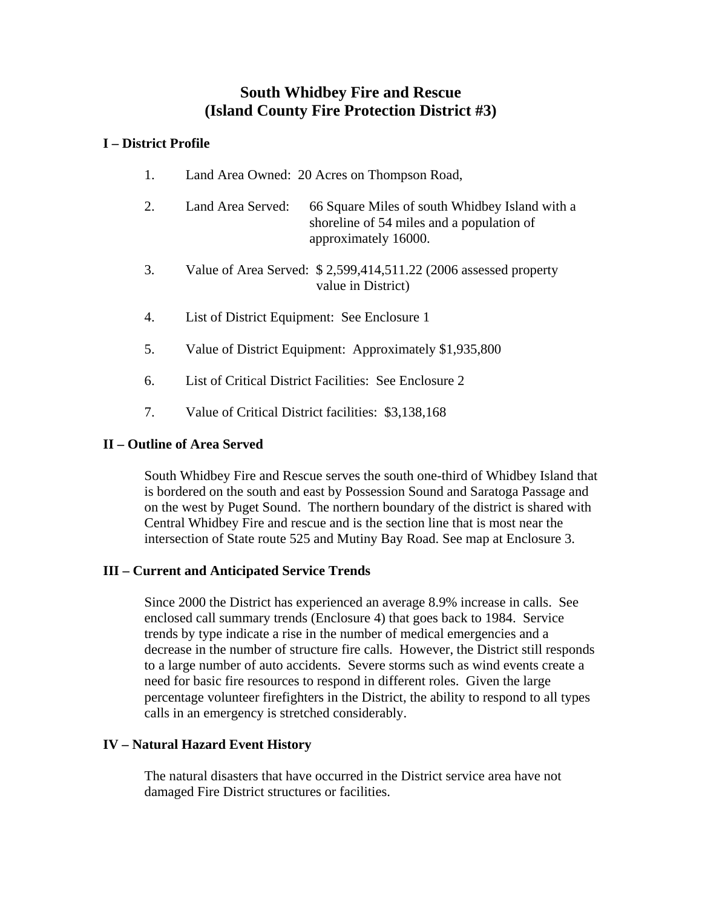# South Whidbey Fire and Rescue
# (Island County Fire Protection District #3)

## I – District Profile

1. Land Area Owned: 20 Acres on Thompson Road,

2. Land Area Served: 66 Square Miles of south Whidbey Island with a shoreline of 54 miles and a population of approximately 16000.

3. Value of Area Served: $ 2,599,414,511.22 (2006 assessed property value in District)

4. List of District Equipment: See Enclosure 1

5. Value of District Equipment: Approximately $1,935,800

6. List of Critical District Facilities: See Enclosure 2

7. Value of Critical District facilities: $3,138,168

## II – Outline of Area Served

South Whidbey Fire and Rescue serves the south one-third of Whidbey Island that is bordered on the south and east by Possession Sound and Saratoga Passage and on the west by Puget Sound. The northern boundary of the district is shared with Central Whidbey Fire and rescue and is the section line that is most near the intersection of State route 525 and Mutiny Bay Road. See map at Enclosure 3.

## III – Current and Anticipated Service Trends

Since 2000 the District has experienced an average 8.9% increase in calls. See enclosed call summary trends (Enclosure 4) that goes back to 1984. Service trends by type indicate a rise in the number of medical emergencies and a decrease in the number of structure fire calls. However, the District still responds to a large number of auto accidents. Severe storms such as wind events create a need for basic fire resources to respond in different roles. Given the large percentage volunteer firefighters in the District, the ability to respond to all types calls in an emergency is stretched considerably.

## IV – Natural Hazard Event History

The natural disasters that have occurred in the District service area have not damaged Fire District structures or facilities.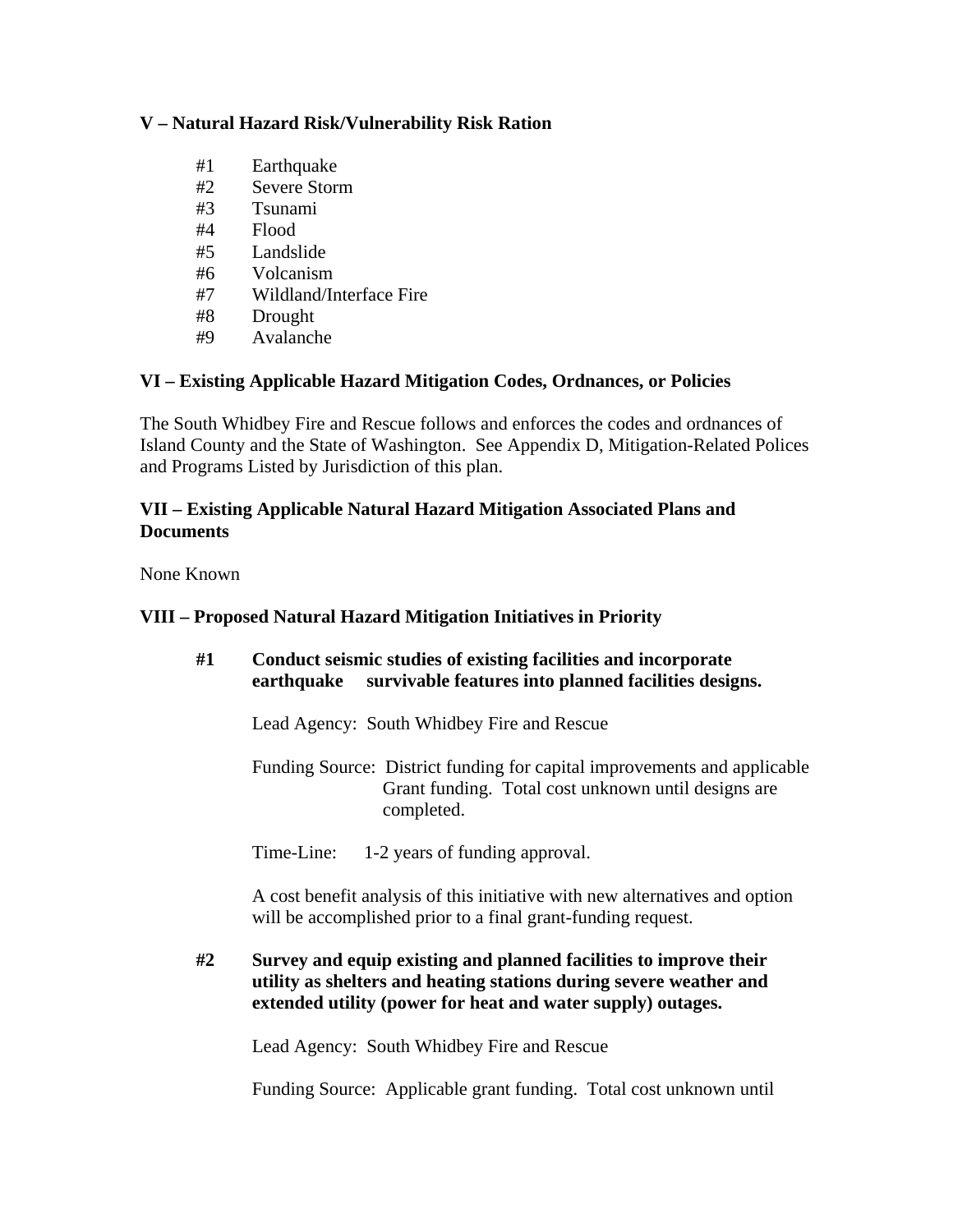**V – Natural Hazard Risk/Vulnerability Risk Ration**

- #1 Earthquake
- #2 Severe Storm
- #3 Tsunami
- #4 Flood
- #5 Landslide
- #6 Volcanism
- #7 Wildland/Interface Fire
- #8 Drought
- #9 Avalanche

**VI – Existing Applicable Hazard Mitigation Codes, Ordnances, or Policies**

The South Whidbey Fire and Rescue follows and enforces the codes and ordnances of Island County and the State of Washington. See Appendix D, Mitigation-Related Polices and Programs Listed by Jurisdiction of this plan.

**VII – Existing Applicable Natural Hazard Mitigation Associated Plans and Documents**

None Known

**VIII – Proposed Natural Hazard Mitigation Initiatives in Priority**

**#1 Conduct seismic studies of existing facilities and incorporate earthquake survivable features into planned facilities designs.**

Lead Agency: South Whidbey Fire and Rescue

Funding Source: District funding for capital improvements and applicable Grant funding. Total cost unknown until designs are completed.

Time-Line: 1-2 years of funding approval.

A cost benefit analysis of this initiative with new alternatives and option will be accomplished prior to a final grant-funding request.

**#2 Survey and equip existing and planned facilities to improve their utility as shelters and heating stations during severe weather and extended utility (power for heat and water supply) outages.**

Lead Agency: South Whidbey Fire and Rescue

Funding Source: Applicable grant funding. Total cost unknown until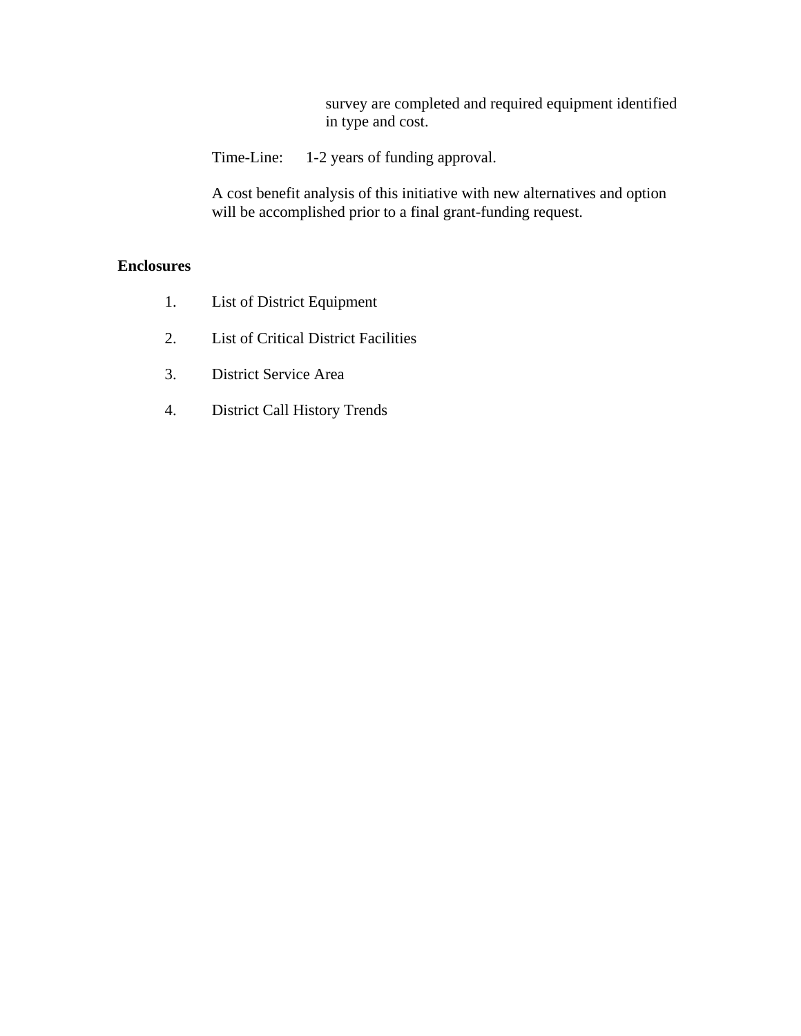survey are completed and required equipment identified in type and cost.

Time-Line: 1-2 years of funding approval.

A cost benefit analysis of this initiative with new alternatives and option will be accomplished prior to a final grant-funding request.

**Enclosures**

1. List of District Equipment
2. List of Critical District Facilities
3. District Service Area
4. District Call History Trends